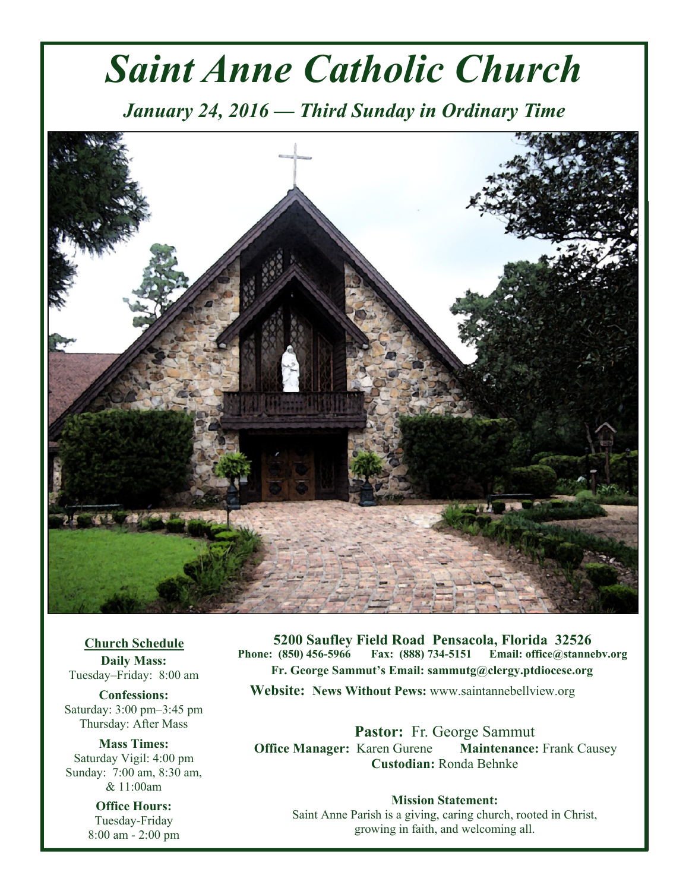# Saint Anne Catholic Church

## *January 24, 2016 — Third Sunday in Ordinary Time*

**Church Schedule**

**Daily Mass:**
Tuesday–Friday: 8:00 am

**Confessions:**
Saturday: 3:00 pm–3:45 pm
Thursday: After Mass

**Mass Times:**
Saturday Vigil: 4:00 pm
Sunday: 7:00 am, 8:30 am, & 11:00am

**Office Hours:**
Tuesday-Friday
8:00 am - 2:00 pm

**5200 Saufley Field Road Pensacola, Florida 32526**
**Phone: (850) 456-5966 Fax: (888) 734-5151 Email: office@stannebv.org**
**Fr. George Sammut's Email: sammutg@clergy.ptdiocese.org**

**Website: News Without Pews:** www.saintannebellview.org

**Pastor:** Fr. George Sammut
**Office Manager:** Karen Gurene **Maintenance:** Frank Causey
**Custodian:** Ronda Behnke

**Mission Statement:**
Saint Anne Parish is a giving, caring church, rooted in Christ, growing in faith, and welcoming all.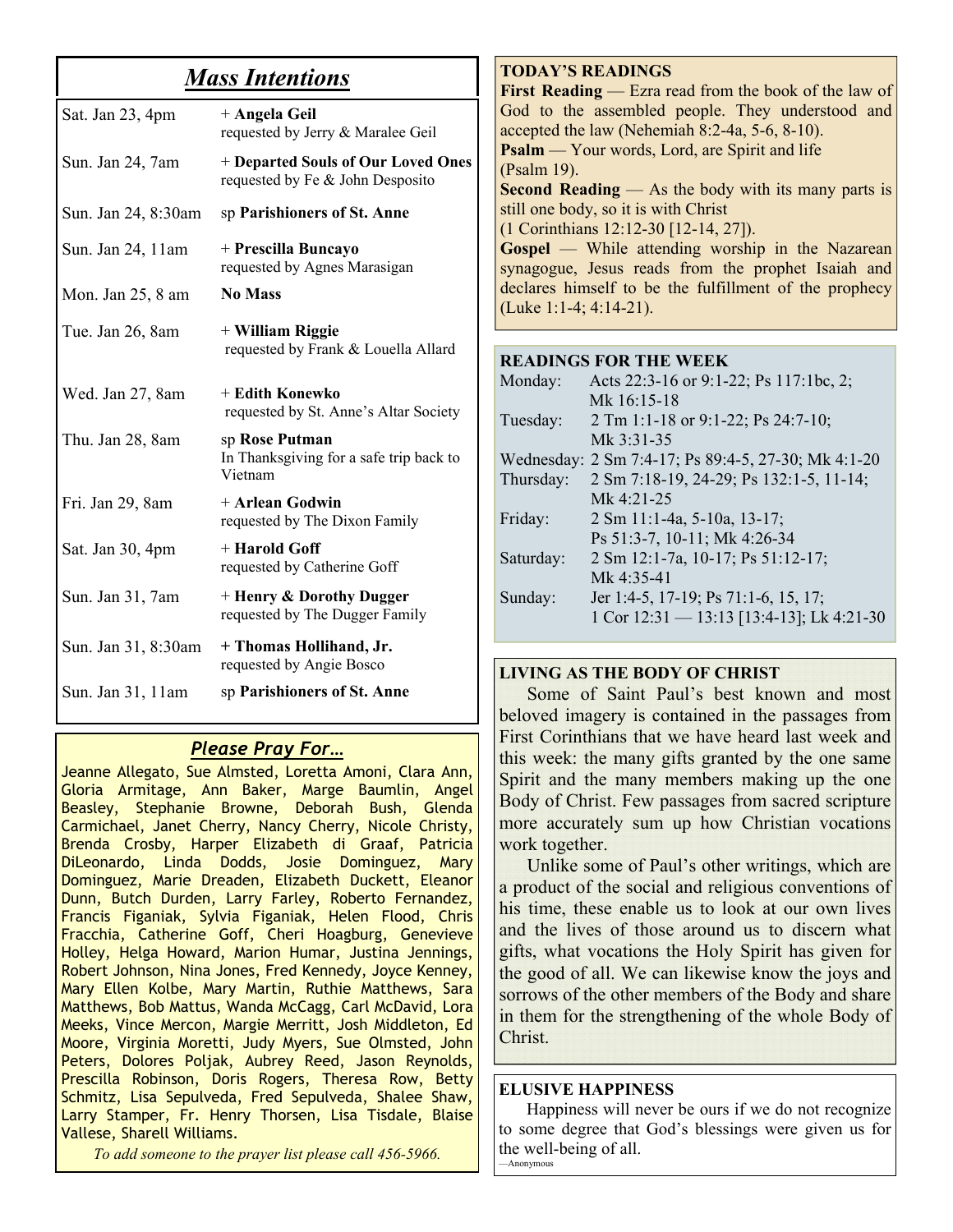## *Mass Intentions*

| | |
|---|---|
| Sat. Jan 23, 4pm | + **Angela Geil**<br>requested by Jerry & Maralee Geil |
| Sun. Jan 24, 7am | + **Departed Souls of Our Loved Ones**<br>requested by Fe & John Desposito |
| Sun. Jan 24, 8:30am | sp **Parishioners of St. Anne** |
| Sun. Jan 24, 11am | + **Prescilla Buncayo**<br>requested by Agnes Marasigan |
| Mon. Jan 25, 8 am | **No Mass** |
| Tue. Jan 26, 8am | + **William Riggie**<br>requested by Frank & Louella Allard |
| Wed. Jan 27, 8am | + **Edith Konewko**<br>requested by St. Anne's Altar Society |
| Thu. Jan 28, 8am | sp **Rose Putman**<br>In Thanksgiving for a safe trip back to Vietnam |
| Fri. Jan 29, 8am | + **Arlean Godwin**<br>requested by The Dixon Family |
| Sat. Jan 30, 4pm | + **Harold Goff**<br>requested by Catherine Goff |
| Sun. Jan 31, 7am | + **Henry & Dorothy Dugger**<br>requested by The Dugger Family |
| Sun. Jan 31, 8:30am | + **Thomas Hollihand, Jr.**<br>requested by Angie Bosco |
| Sun. Jan 31, 11am | sp **Parishioners of St. Anne** |

## *Please Pray For…*

Jeanne Allegato, Sue Almsted, Loretta Amoni, Clara Ann, Gloria Armitage, Ann Baker, Marge Baumlin, Angel Beasley, Stephanie Browne, Deborah Bush, Glenda Carmichael, Janet Cherry, Nancy Cherry, Nicole Christy, Brenda Crosby, Harper Elizabeth di Graaf, Patricia DiLeonardo, Linda Dodds, Josie Dominguez, Mary Dominguez, Marie Dreaden, Elizabeth Duckett, Eleanor Dunn, Butch Durden, Larry Farley, Roberto Fernandez, Francis Figaniak, Sylvia Figaniak, Helen Flood, Chris Fracchia, Catherine Goff, Cheri Hoagburg, Genevieve Holley, Helga Howard, Marion Humar, Justina Jennings, Robert Johnson, Nina Jones, Fred Kennedy, Joyce Kenney, Mary Ellen Kolbe, Mary Martin, Ruthie Matthews, Sara Matthews, Bob Mattus, Wanda McCagg, Carl McDavid, Lora Meeks, Vince Mercon, Margie Merritt, Josh Middleton, Ed Moore, Virginia Moretti, Judy Myers, Sue Olmsted, John Peters, Dolores Poljak, Aubrey Reed, Jason Reynolds, Prescilla Robinson, Doris Rogers, Theresa Row, Betty Schmitz, Lisa Sepulveda, Fred Sepulveda, Shalee Shaw, Larry Stamper, Fr. Henry Thorsen, Lisa Tisdale, Blaise Vallese, Sharell Williams.

*To add someone to the prayer list please call 456-5966.*

### TODAY'S READINGS

**First Reading** — Ezra read from the book of the law of God to the assembled people. They understood and accepted the law (Nehemiah 8:2-4a, 5-6, 8-10).

**Psalm** — Your words, Lord, are Spirit and life (Psalm 19).

**Second Reading** — As the body with its many parts is still one body, so it is with Christ (1 Corinthians 12:12-30 [12-14, 27]).

**Gospel** — While attending worship in the Nazarean synagogue, Jesus reads from the prophet Isaiah and declares himself to be the fulfillment of the prophecy (Luke 1:1-4; 4:14-21).

### READINGS FOR THE WEEK

| | |
|---|---|
| Monday: | Acts 22:3-16 or 9:1-22; Ps 117:1bc, 2; Mk 16:15-18 |
| Tuesday: | 2 Tm 1:1-18 or 9:1-22; Ps 24:7-10; Mk 3:31-35 |
| Wednesday: | 2 Sm 7:4-17; Ps 89:4-5, 27-30; Mk 4:1-20 |
| Thursday: | 2 Sm 7:18-19, 24-29; Ps 132:1-5, 11-14; Mk 4:21-25 |
| Friday: | 2 Sm 11:1-4a, 5-10a, 13-17; Ps 51:3-7, 10-11; Mk 4:26-34 |
| Saturday: | 2 Sm 12:1-7a, 10-17; Ps 51:12-17; Mk 4:35-41 |
| Sunday: | Jer 1:4-5, 17-19; Ps 71:1-6, 15, 17; 1 Cor 12:31 — 13:13 [13:4-13]; Lk 4:21-30 |

### LIVING AS THE BODY OF CHRIST

Some of Saint Paul's best known and most beloved imagery is contained in the passages from First Corinthians that we have heard last week and this week: the many gifts granted by the one same Spirit and the many members making up the one Body of Christ. Few passages from sacred scripture more accurately sum up how Christian vocations work together.

Unlike some of Paul's other writings, which are a product of the social and religious conventions of his time, these enable us to look at our own lives and the lives of those around us to discern what gifts, what vocations the Holy Spirit has given for the good of all. We can likewise know the joys and sorrows of the other members of the Body and share in them for the strengthening of the whole Body of Christ.

### ELUSIVE HAPPINESS

Happiness will never be ours if we do not recognize to some degree that God's blessings were given us for the well-being of all.

—Anonymous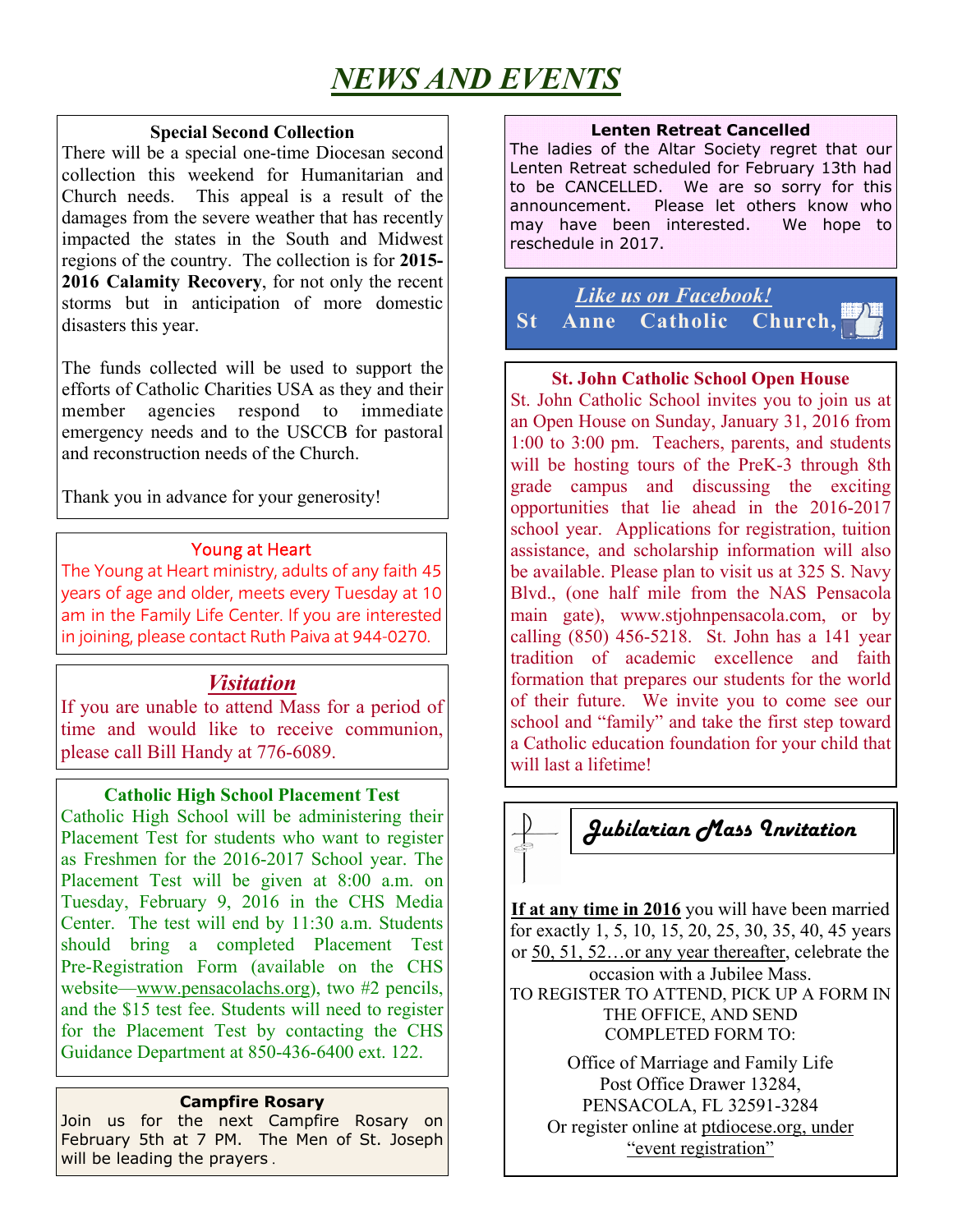# NEWS AND EVENTS

### Special Second Collection

There will be a special one-time Diocesan second collection this weekend for Humanitarian and Church needs. This appeal is a result of the damages from the severe weather that has recently impacted the states in the South and Midwest regions of the country. The collection is for **2015-2016 Calamity Recovery**, for not only the recent storms but in anticipation of more domestic disasters this year.

The funds collected will be used to support the efforts of Catholic Charities USA as they and their member agencies respond to immediate emergency needs and to the USCCB for pastoral and reconstruction needs of the Church.

Thank you in advance for your generosity!

### Young at Heart

The Young at Heart ministry, adults of any faith 45 years of age and older, meets every Tuesday at 10 am in the Family Life Center. If you are interested in joining, please contact Ruth Paiva at 944-0270.

### *Visitation*

If you are unable to attend Mass for a period of time and would like to receive communion, please call Bill Handy at 776-6089.

### Catholic High School Placement Test

Catholic High School will be administering their Placement Test for students who want to register as Freshmen for the 2016-2017 School year. The Placement Test will be given at 8:00 a.m. on Tuesday, February 9, 2016 in the CHS Media Center. The test will end by 11:30 a.m. Students should bring a completed Placement Test Pre-Registration Form (available on the CHS website—www.pensacolachs.org), two #2 pencils, and the $15 test fee. Students will need to register for the Placement Test by contacting the CHS Guidance Department at 850-436-6400 ext. 122.

### Campfire Rosary

Join us for the next Campfire Rosary on February 5th at 7 PM. The Men of St. Joseph will be leading the prayers.

### Lenten Retreat Cancelled

The ladies of the Altar Society regret that our Lenten Retreat scheduled for February 13th had to be CANCELLED. We are so sorry for this announcement. Please let others know who may have been interested. We hope to reschedule in 2017.

### *Like us on Facebook!*

**St Anne Catholic Church,**

### St. John Catholic School Open House

St. John Catholic School invites you to join us at an Open House on Sunday, January 31, 2016 from 1:00 to 3:00 pm. Teachers, parents, and students will be hosting tours of the PreK-3 through 8th grade campus and discussing the exciting opportunities that lie ahead in the 2016-2017 school year. Applications for registration, tuition assistance, and scholarship information will also be available. Please plan to visit us at 325 S. Navy Blvd., (one half mile from the NAS Pensacola main gate), www.stjohnpensacola.com, or by calling (850) 456-5218. St. John has a 141 year tradition of academic excellence and faith formation that prepares our students for the world of their future. We invite you to come see our school and "family" and take the first step toward a Catholic education foundation for your child that will last a lifetime!

### *Jubilarian Mass Invitation*

**If at any time in 2016** you will have been married for exactly 1, 5, 10, 15, 20, 25, 30, 35, 40, 45 years or 50, 51, 52…or any year thereafter, celebrate the occasion with a Jubilee Mass.

TO REGISTER TO ATTEND, PICK UP A FORM IN THE OFFICE, AND SEND COMPLETED FORM TO:

Office of Marriage and Family Life
Post Office Drawer 13284,
PENSACOLA, FL 32591-3284
Or register online at ptdiocese.org, under "event registration"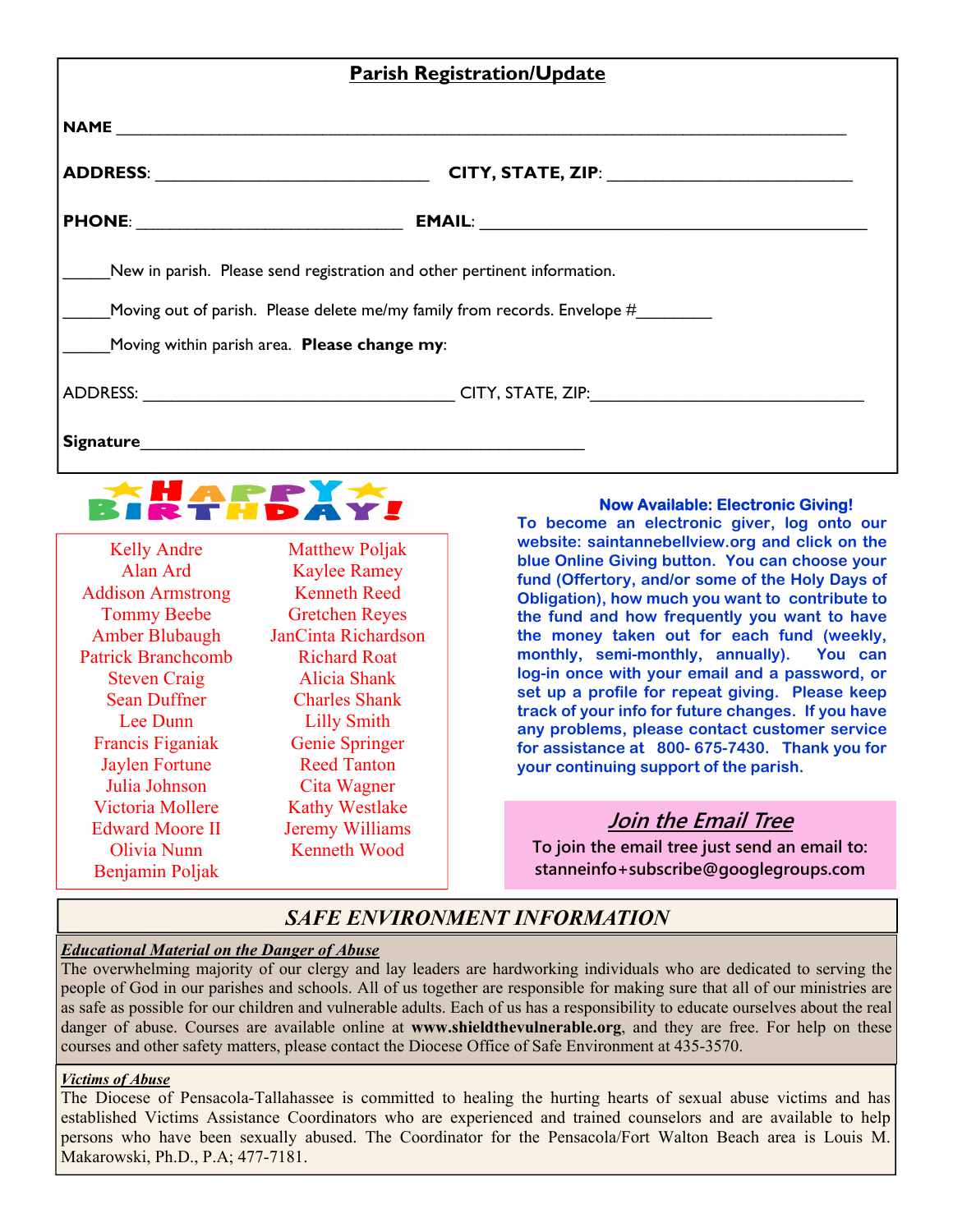## Parish Registration/Update

**NAME** ______________________________________________________________________

**ADDRESS**: ______________________________ **CITY, STATE, ZIP**: __________________________

**PHONE**: ______________________________ **EMAIL**: ____________________________________________

_____New in parish. Please send registration and other pertinent information.

_____Moving out of parish. Please delete me/my family from records. Envelope #________

_____Moving within parish area. **Please change my**:

ADDRESS: ___________________________________ CITY, STATE, ZIP:______________________________

**Signature**__________________________________________________

## HAPPY BIRTHDAY!

Kelly Andre
Alan Ard
Addison Armstrong
Tommy Beebe
Amber Blubaugh
Patrick Branchcomb
Steven Craig
Sean Duffner
Lee Dunn
Francis Figaniak
Jaylen Fortune
Julia Johnson
Victoria Mollere
Edward Moore II
Olivia Nunn
Benjamin Poljak
Matthew Poljak
Kaylee Ramey
Kenneth Reed
Gretchen Reyes
JanCinta Richardson
Richard Roat
Alicia Shank
Charles Shank
Lilly Smith
Genie Springer
Reed Tanton
Cita Wagner
Kathy Westlake
Jeremy Williams
Kenneth Wood

**Now Available: Electronic Giving!**

**To become an electronic giver, log onto our website: saintannebellview.org and click on the blue Online Giving button. You can choose your fund (Offertory, and/or some of the Holy Days of Obligation), how much you want to contribute to the fund and how frequently you want to have the money taken out for each fund (weekly, monthly, semi-monthly, annually). You can log-in once with your email and a password, or set up a profile for repeat giving. Please keep track of your info for future changes. If you have any problems, please contact customer service for assistance at 800- 675-7430. Thank you for your continuing support of the parish.**

### *Join the Email Tree*

**To join the email tree just send an email to: stanneinfo+subscribe@googlegroups.com**

## *SAFE ENVIRONMENT INFORMATION*

***Educational Material on the Danger of Abuse***

The overwhelming majority of our clergy and lay leaders are hardworking individuals who are dedicated to serving the people of God in our parishes and schools. All of us together are responsible for making sure that all of our ministries are as safe as possible for our children and vulnerable adults. Each of us has a responsibility to educate ourselves about the real danger of abuse. Courses are available online at **www.shieldthevulnerable.org**, and they are free. For help on these courses and other safety matters, please contact the Diocese Office of Safe Environment at 435-3570.

***Victims of Abuse***

The Diocese of Pensacola-Tallahassee is committed to healing the hurting hearts of sexual abuse victims and has established Victims Assistance Coordinators who are experienced and trained counselors and are available to help persons who have been sexually abused. The Coordinator for the Pensacola/Fort Walton Beach area is Louis M. Makarowski, Ph.D., P.A; 477-7181.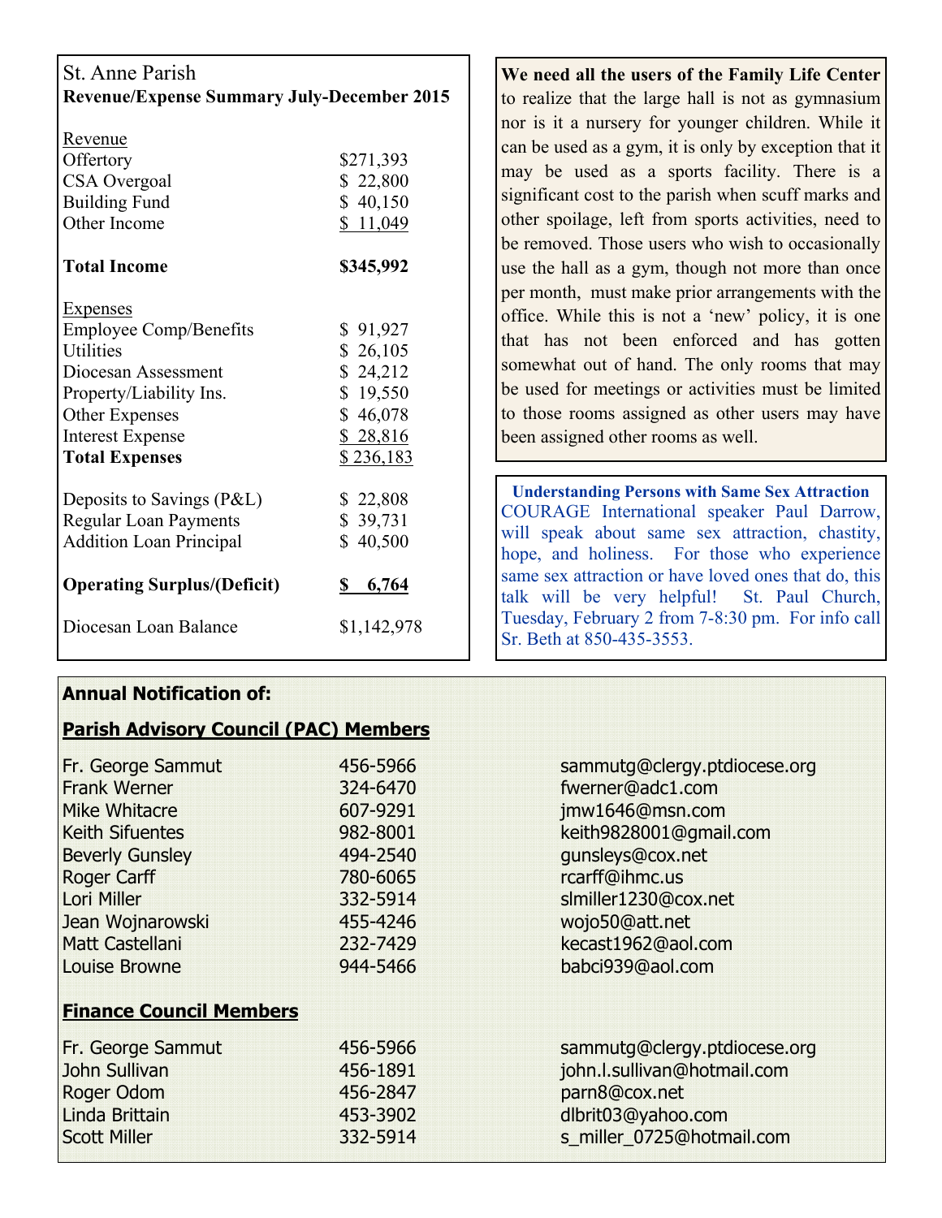## St. Anne Parish

**Revenue/Expense Summary July-December 2015**

| | |
|---|---|
| Revenue | |
| Offertory | $271,393 |
| CSA Overgoal | $ 22,800 |
| Building Fund | $ 40,150 |
| Other Income | $ 11,049 |
| **Total Income** | **$345,992** |
| Expenses | |
| Employee Comp/Benefits | $ 91,927 |
| Utilities | $ 26,105 |
| Diocesan Assessment | $ 24,212 |
| Property/Liability Ins. | $ 19,550 |
| Other Expenses | $ 46,078 |
| Interest Expense | $ 28,816 |
| **Total Expenses** | $ 236,183 |
| Deposits to Savings (P&L) | $ 22,808 |
| Regular Loan Payments | $ 39,731 |
| Addition Loan Principal | $ 40,500 |
| **Operating Surplus/(Deficit)** | **$ 6,764** |
| Diocesan Loan Balance | $1,142,978 |

**We need all the users of the Family Life Center** to realize that the large hall is not as gymnasium nor is it a nursery for younger children. While it can be used as a gym, it is only by exception that it may be used as a sports facility. There is a significant cost to the parish when scuff marks and other spoilage, left from sports activities, need to be removed. Those users who wish to occasionally use the hall as a gym, though not more than once per month, must make prior arrangements with the office. While this is not a 'new' policy, it is one that has not been enforced and has gotten somewhat out of hand. The only rooms that may be used for meetings or activities must be limited to those rooms assigned as other users may have been assigned other rooms as well.

**Understanding Persons with Same Sex Attraction**

COURAGE International speaker Paul Darrow, will speak about same sex attraction, chastity, hope, and holiness. For those who experience same sex attraction or have loved ones that do, this talk will be very helpful! St. Paul Church, Tuesday, February 2 from 7-8:30 pm. For info call Sr. Beth at 850-435-3553.

**Annual Notification of:**

**Parish Advisory Council (PAC) Members**

| | | |
|---|---|---|
| Fr. George Sammut | 456-5966 | sammutg@clergy.ptdiocese.org |
| Frank Werner | 324-6470 | fwerner@adc1.com |
| Mike Whitacre | 607-9291 | jmw1646@msn.com |
| Keith Sifuentes | 982-8001 | keith9828001@gmail.com |
| Beverly Gunsley | 494-2540 | gunsleys@cox.net |
| Roger Carff | 780-6065 | rcarff@ihmc.us |
| Lori Miller | 332-5914 | slmiller1230@cox.net |
| Jean Wojnarowski | 455-4246 | wojo50@att.net |
| Matt Castellani | 232-7429 | kecast1962@aol.com |
| Louise Browne | 944-5466 | babci939@aol.com |

**Finance Council Members**

| | | |
|---|---|---|
| Fr. George Sammut | 456-5966 | sammutg@clergy.ptdiocese.org |
| John Sullivan | 456-1891 | john.l.sullivan@hotmail.com |
| Roger Odom | 456-2847 | parn8@cox.net |
| Linda Brittain | 453-3902 | dlbrit03@yahoo.com |
| Scott Miller | 332-5914 | s_miller_0725@hotmail.com |